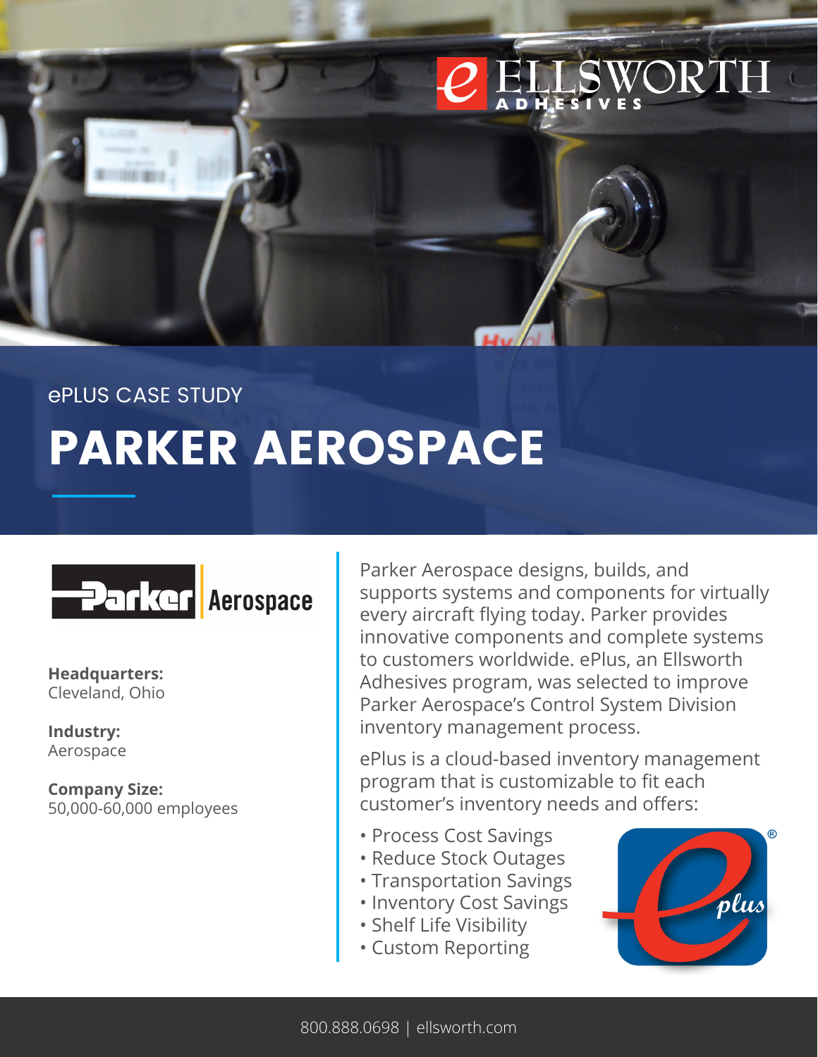ePLUS CASE STUDY

# PARKER AEROSPACE

**Headquarters:**
Cleveland, Ohio

**Industry:**
Aerospace

**Company Size:**
50,000-60,000 employees

Parker Aerospace designs, builds, and supports systems and components for virtually every aircraft flying today. Parker provides innovative components and complete systems to customers worldwide. ePlus, an Ellsworth Adhesives program, was selected to improve Parker Aerospace's Control System Division inventory management process.

ePlus is a cloud-based inventory management program that is customizable to fit each customer's inventory needs and offers:

- Process Cost Savings
- Reduce Stock Outages
- Transportation Savings
- Inventory Cost Savings
- Shelf Life Visibility
- Custom Reporting

800.888.0698 | ellsworth.com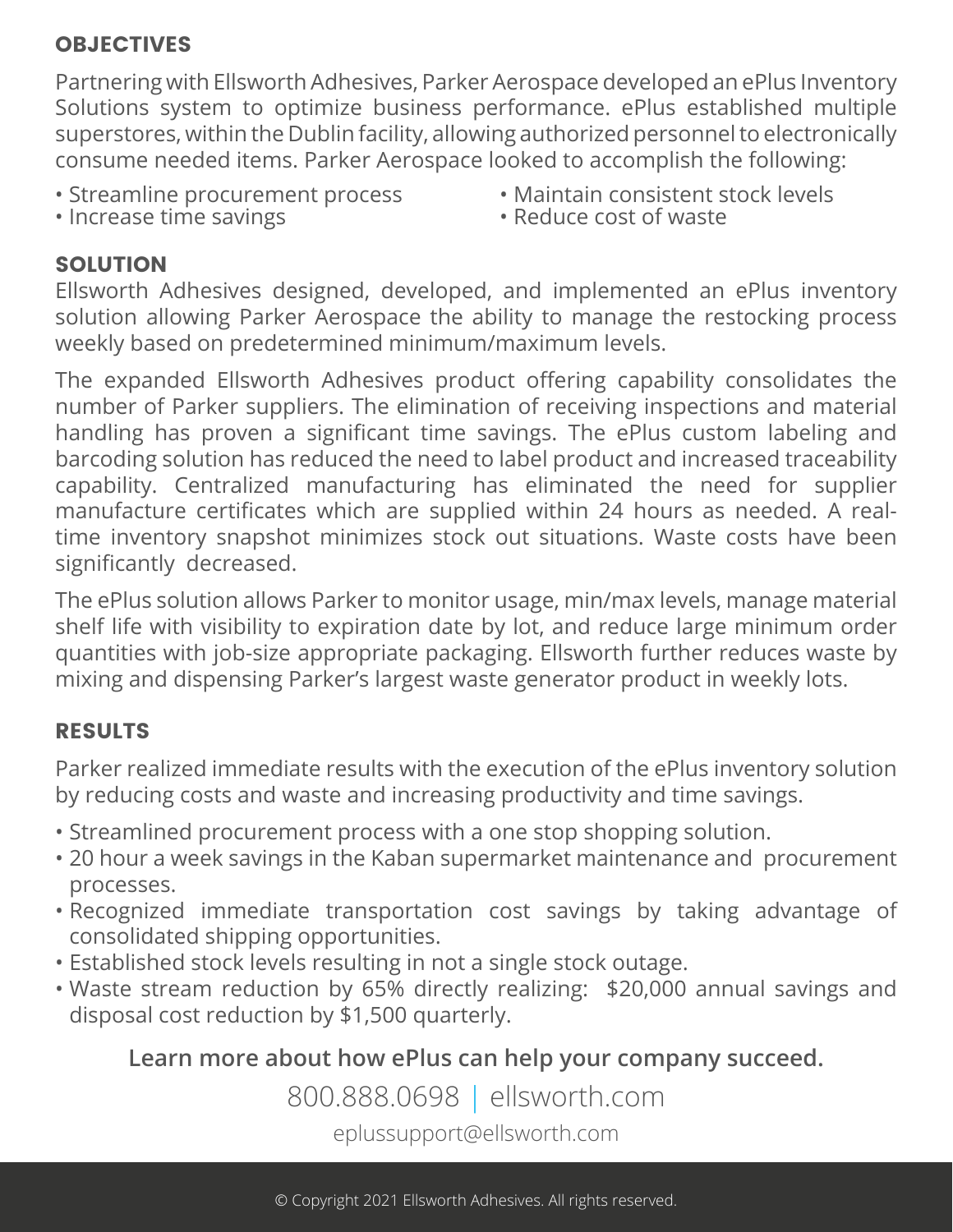## OBJECTIVES

Partnering with Ellsworth Adhesives, Parker Aerospace developed an ePlus Inventory Solutions system to optimize business performance. ePlus established multiple superstores, within the Dublin facility, allowing authorized personnel to electronically consume needed items. Parker Aerospace looked to accomplish the following:

- Streamline procurement process
- Increase time savings
- Maintain consistent stock levels
- Reduce cost of waste

## SOLUTION

Ellsworth Adhesives designed, developed, and implemented an ePlus inventory solution allowing Parker Aerospace the ability to manage the restocking process weekly based on predetermined minimum/maximum levels.

The expanded Ellsworth Adhesives product offering capability consolidates the number of Parker suppliers. The elimination of receiving inspections and material handling has proven a significant time savings. The ePlus custom labeling and barcoding solution has reduced the need to label product and increased traceability capability. Centralized manufacturing has eliminated the need for supplier manufacture certificates which are supplied within 24 hours as needed. A real-time inventory snapshot minimizes stock out situations. Waste costs have been significantly decreased.

The ePlus solution allows Parker to monitor usage, min/max levels, manage material shelf life with visibility to expiration date by lot, and reduce large minimum order quantities with job-size appropriate packaging. Ellsworth further reduces waste by mixing and dispensing Parker's largest waste generator product in weekly lots.

## RESULTS

Parker realized immediate results with the execution of the ePlus inventory solution by reducing costs and waste and increasing productivity and time savings.

- Streamlined procurement process with a one stop shopping solution.
- 20 hour a week savings in the Kaban supermarket maintenance and procurement processes.
- Recognized immediate transportation cost savings by taking advantage of consolidated shipping opportunities.
- Established stock levels resulting in not a single stock outage.
- Waste stream reduction by 65% directly realizing: $20,000 annual savings and disposal cost reduction by $1,500 quarterly.

**Learn more about how ePlus can help your company succeed.**

800.888.0698 | ellsworth.com

eplussupport@ellsworth.com

© Copyright 2021 Ellsworth Adhesives. All rights reserved.